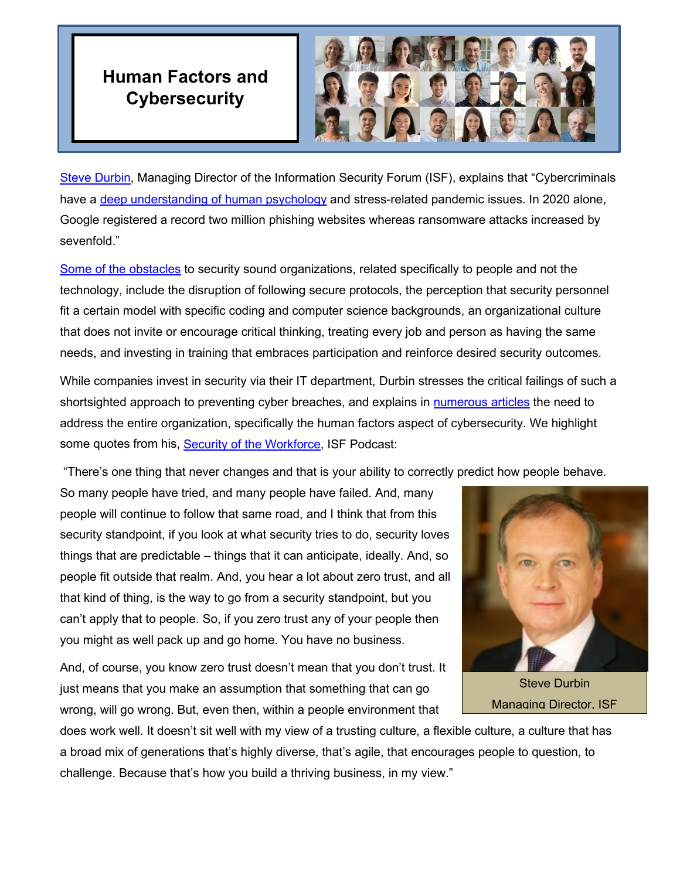# Human Factors and Cybersecurity

Steve Durbin, Managing Director of the Information Security Forum (ISF), explains that "Cybercriminals have a deep understanding of human psychology and stress-related pandemic issues. In 2020 alone, Google registered a record two million phishing websites whereas ransomware attacks increased by sevenfold."

Some of the obstacles to security sound organizations, related specifically to people and not the technology, include the disruption of following secure protocols, the perception that security personnel fit a certain model with specific coding and computer science backgrounds, an organizational culture that does not invite or encourage critical thinking, treating every job and person as having the same needs, and investing in training that embraces participation and reinforce desired security outcomes.

While companies invest in security via their IT department, Durbin stresses the critical failings of such a shortsighted approach to preventing cyber breaches, and explains in numerous articles the need to address the entire organization, specifically the human factors aspect of cybersecurity. We highlight some quotes from his, Security of the Workforce, ISF Podcast:

"There's one thing that never changes and that is your ability to correctly predict how people behave. So many people have tried, and many people have failed. And, many people will continue to follow that same road, and I think that from this security standpoint, if you look at what security tries to do, security loves things that are predictable – things that it can anticipate, ideally. And, so people fit outside that realm. And, you hear a lot about zero trust, and all that kind of thing, is the way to go from a security standpoint, but you can't apply that to people. So, if you zero trust any of your people then you might as well pack up and go home. You have no business.

And, of course, you know zero trust doesn't mean that you don't trust. It just means that you make an assumption that something that can go wrong, will go wrong. But, even then, within a people environment that does work well. It doesn't sit well with my view of a trusting culture, a flexible culture, a culture that has a broad mix of generations that's highly diverse, that's agile, that encourages people to question, to challenge. Because that's how you build a thriving business, in my view."

Steve Durbin
Managing Director, ISF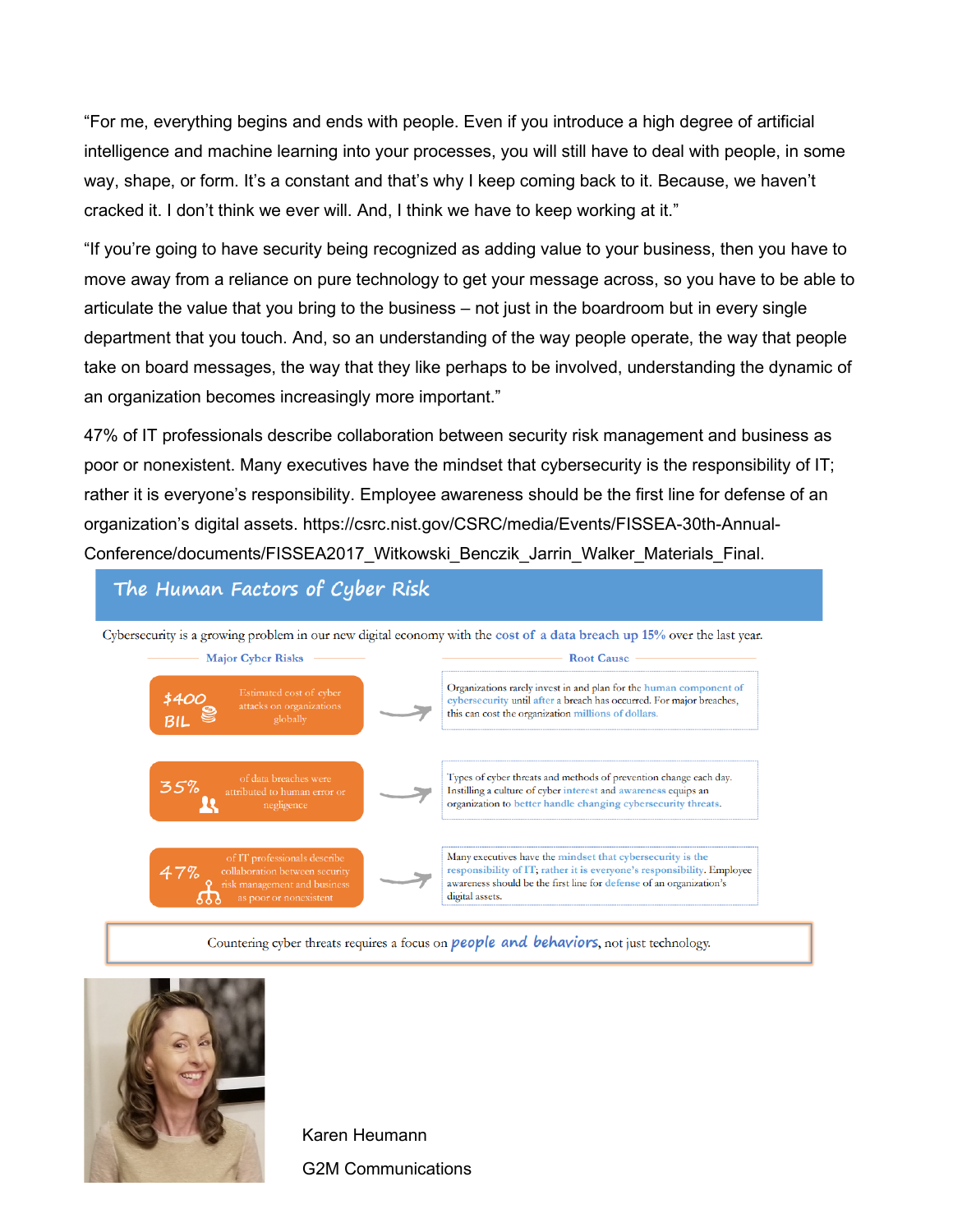"For me, everything begins and ends with people. Even if you introduce a high degree of artificial intelligence and machine learning into your processes, you will still have to deal with people, in some way, shape, or form. It's a constant and that's why I keep coming back to it. Because, we haven't cracked it. I don't think we ever will. And, I think we have to keep working at it."

"If you're going to have security being recognized as adding value to your business, then you have to move away from a reliance on pure technology to get your message across, so you have to be able to articulate the value that you bring to the business – not just in the boardroom but in every single department that you touch. And, so an understanding of the way people operate, the way that people take on board messages, the way that they like perhaps to be involved, understanding the dynamic of an organization becomes increasingly more important."

47% of IT professionals describe collaboration between security risk management and business as poor or nonexistent. Many executives have the mindset that cybersecurity is the responsibility of IT; rather it is everyone's responsibility. Employee awareness should be the first line for defense of an organization's digital assets. https://csrc.nist.gov/CSRC/media/Events/FISSEA-30th-Annual-Conference/documents/FISSEA2017_Witkowski_Benczik_Jarrin_Walker_Materials_Final.

## The Human Factors of Cyber Risk

Cybersecurity is a growing problem in our new digital economy with the cost of a data breach up 15% over the last year.

| Major Cyber Risks | Root Cause |
| --- | --- |
| $400 BIL – Estimated cost of cyber attacks on organizations globally | Organizations rarely invest in and plan for the human component of cybersecurity until after a breach has occurred. For major breaches, this can cost the organization millions of dollars. |
| 35% of data breaches were attributed to human error or negligence | Types of cyber threats and methods of prevention change each day. Instilling a culture of cyber interest and awareness equips an organization to better handle changing cybersecurity threats. |
| 47% of IT professionals describe collaboration between security risk management and business as poor or nonexistent | Many executives have the mindset that cybersecurity is the responsibility of IT; rather it is everyone's responsibility. Employee awareness should be the first line for defense of an organization's digital assets. |

Countering cyber threats requires a focus on people and behaviors, not just technology.

Karen Heumann

G2M Communications